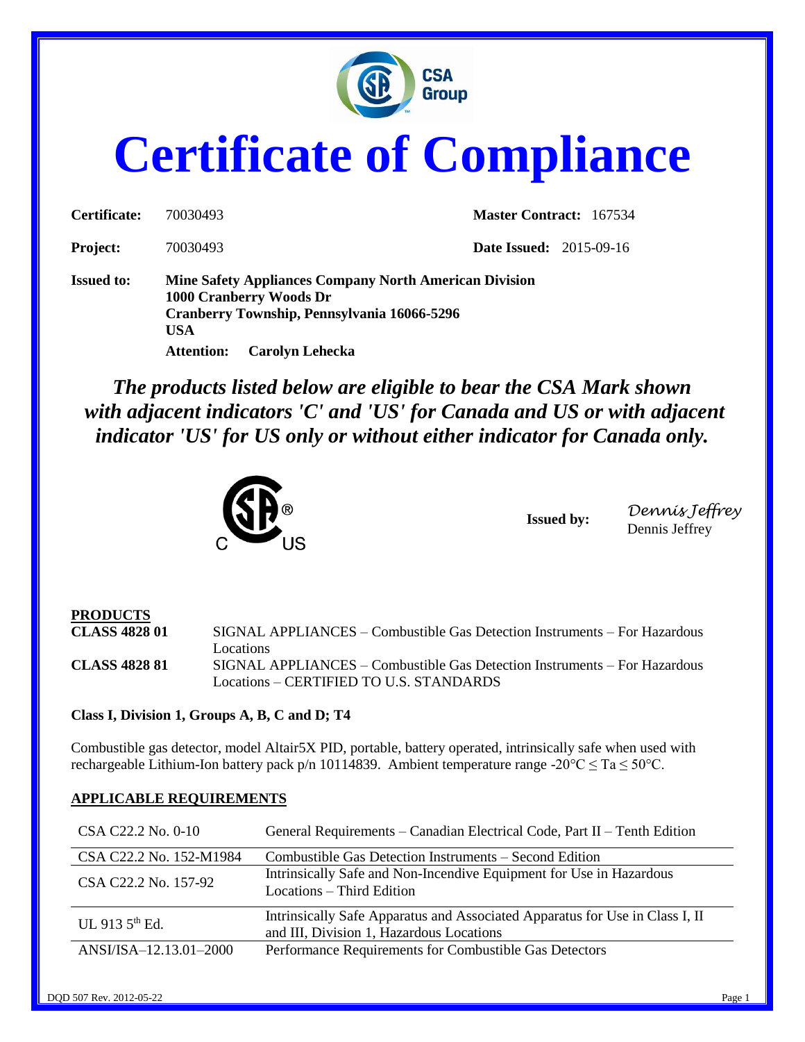# Certificate of Compliance

**Certificate:** 70030493 **Master Contract:** 167534

**Project:** 70030493 **Date Issued:** 2015-09-16

**Issued to:** **Mine Safety Appliances Company North American Division**
**1000 Cranberry Woods Dr**
**Cranberry Township, Pennsylvania 16066-5296**
**USA**
**Attention: Carolyn Lehecka**

***The products listed below are eligible to bear the CSA Mark shown with adjacent indicators 'C' and 'US' for Canada and US or with adjacent indicator 'US' for US only or without either indicator for Canada only.***

**Issued by:** *Dennis Jeffrey*
Dennis Jeffrey

**PRODUCTS**

**CLASS 4828 01** SIGNAL APPLIANCES – Combustible Gas Detection Instruments – For Hazardous Locations

**CLASS 4828 81** SIGNAL APPLIANCES – Combustible Gas Detection Instruments – For Hazardous Locations – CERTIFIED TO U.S. STANDARDS

**Class I, Division 1, Groups A, B, C and D; T4**

Combustible gas detector, model Altair5X PID, portable, battery operated, intrinsically safe when used with rechargeable Lithium-Ion battery pack p/n 10114839. Ambient temperature range -20°C ≤ Ta ≤ 50°C.

**APPLICABLE REQUIREMENTS**

| | |
|---|---|
| CSA C22.2 No. 0-10 | General Requirements – Canadian Electrical Code, Part II – Tenth Edition |
| CSA C22.2 No. 152-M1984 | Combustible Gas Detection Instruments – Second Edition |
| CSA C22.2 No. 157-92 | Intrinsically Safe and Non-Incendive Equipment for Use in Hazardous Locations – Third Edition |
| UL 913 5th Ed. | Intrinsically Safe Apparatus and Associated Apparatus for Use in Class I, II and III, Division 1, Hazardous Locations |
| ANSI/ISA–12.13.01–2000 | Performance Requirements for Combustible Gas Detectors |

DQD 507 Rev. 2012-05-22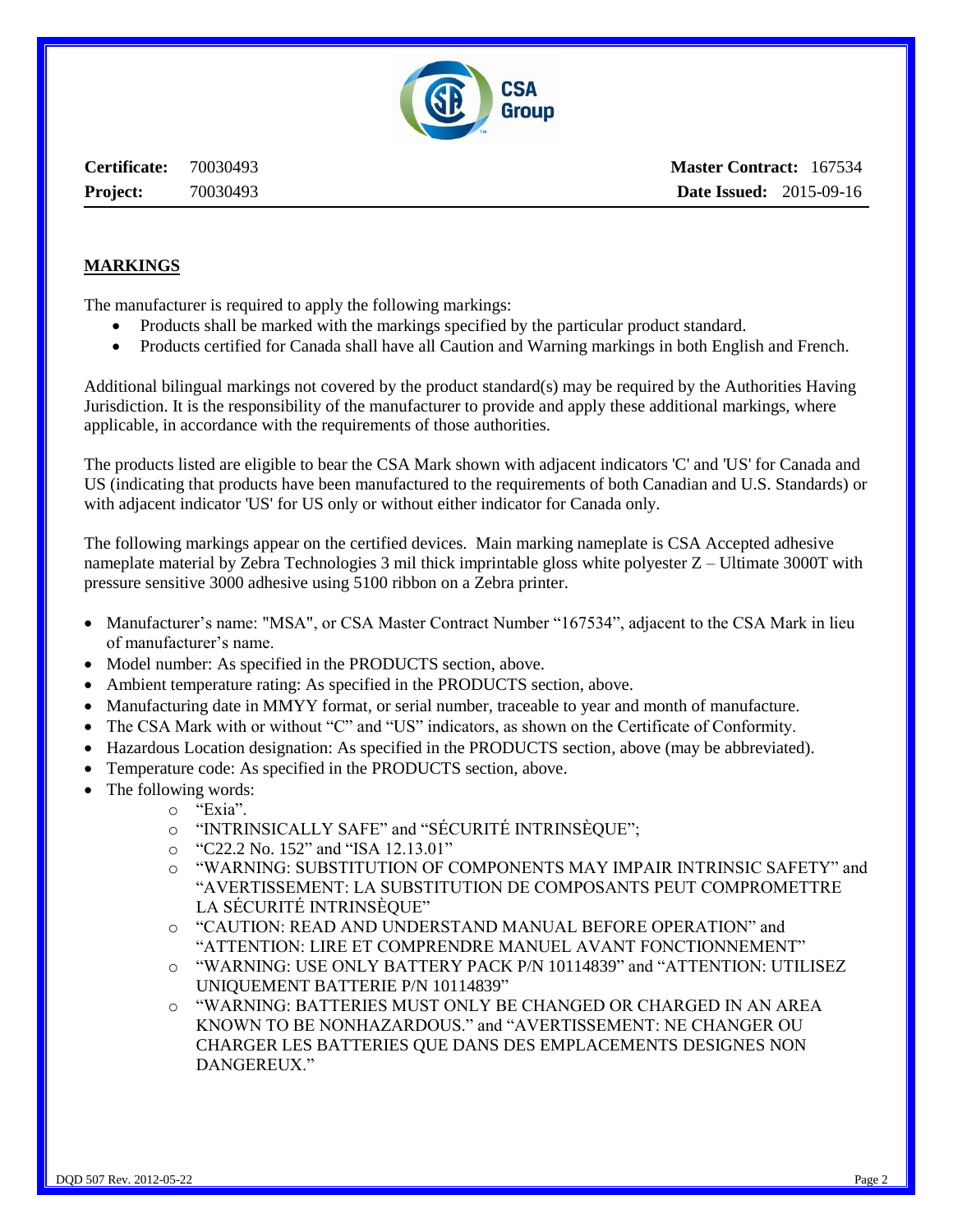**Certificate:** 70030493 **Master Contract:** 167534
**Project:** 70030493 **Date Issued:** 2015-09-16

## MARKINGS

The manufacturer is required to apply the following markings:

- Products shall be marked with the markings specified by the particular product standard.
- Products certified for Canada shall have all Caution and Warning markings in both English and French.

Additional bilingual markings not covered by the product standard(s) may be required by the Authorities Having Jurisdiction. It is the responsibility of the manufacturer to provide and apply these additional markings, where applicable, in accordance with the requirements of those authorities.

The products listed are eligible to bear the CSA Mark shown with adjacent indicators 'C' and 'US' for Canada and US (indicating that products have been manufactured to the requirements of both Canadian and U.S. Standards) or with adjacent indicator 'US' for US only or without either indicator for Canada only.

The following markings appear on the certified devices. Main marking nameplate is CSA Accepted adhesive nameplate material by Zebra Technologies 3 mil thick imprintable gloss white polyester Z – Ultimate 3000T with pressure sensitive 3000 adhesive using 5100 ribbon on a Zebra printer.

- Manufacturer's name: "MSA", or CSA Master Contract Number "167534", adjacent to the CSA Mark in lieu of manufacturer's name.
- Model number: As specified in the PRODUCTS section, above.
- Ambient temperature rating: As specified in the PRODUCTS section, above.
- Manufacturing date in MMYY format, or serial number, traceable to year and month of manufacture.
- The CSA Mark with or without "C" and "US" indicators, as shown on the Certificate of Conformity.
- Hazardous Location designation: As specified in the PRODUCTS section, above (may be abbreviated).
- Temperature code: As specified in the PRODUCTS section, above.
- The following words:
  - "Exia".
  - "INTRINSICALLY SAFE" and "SÉCURITÉ INTRINSÈQUE";
  - "C22.2 No. 152" and "ISA 12.13.01"
  - "WARNING: SUBSTITUTION OF COMPONENTS MAY IMPAIR INTRINSIC SAFETY" and "AVERTISSEMENT: LA SUBSTITUTION DE COMPOSANTS PEUT COMPROMETTRE LA SÉCURITÉ INTRINSÈQUE"
  - "CAUTION: READ AND UNDERSTAND MANUAL BEFORE OPERATION" and "ATTENTION: LIRE ET COMPRENDRE MANUEL AVANT FONCTIONNEMENT"
  - "WARNING: USE ONLY BATTERY PACK P/N 10114839" and "ATTENTION: UTILISEZ UNIQUEMENT BATTERIE P/N 10114839"
  - "WARNING: BATTERIES MUST ONLY BE CHANGED OR CHARGED IN AN AREA KNOWN TO BE NONHAZARDOUS." and "AVERTISSEMENT: NE CHANGER OU CHARGER LES BATTERIES QUE DANS DES EMPLACEMENTS DESIGNES NON DANGEREUX."

DQD 507 Rev. 2012-05-22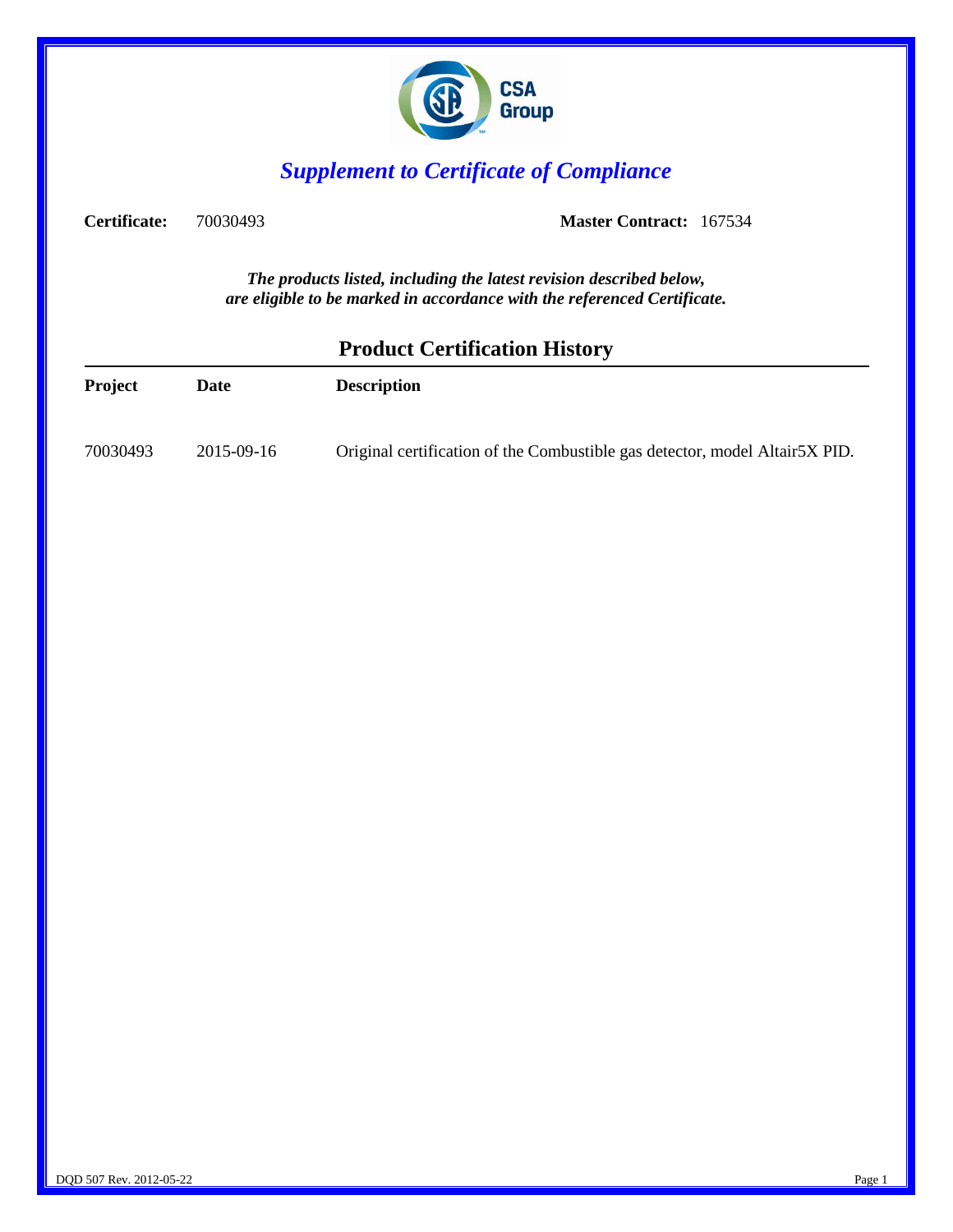# *Supplement to Certificate of Compliance*

**Certificate:** 70030493 **Master Contract:** 167534

***The products listed, including the latest revision described below, are eligible to be marked in accordance with the referenced Certificate.***

## Product Certification History

| Project | Date | Description |
| --- | --- | --- |
| 70030493 | 2015-09-16 | Original certification of the Combustible gas detector, model Altair5X PID. |

DQD 507 Rev. 2012-05-22